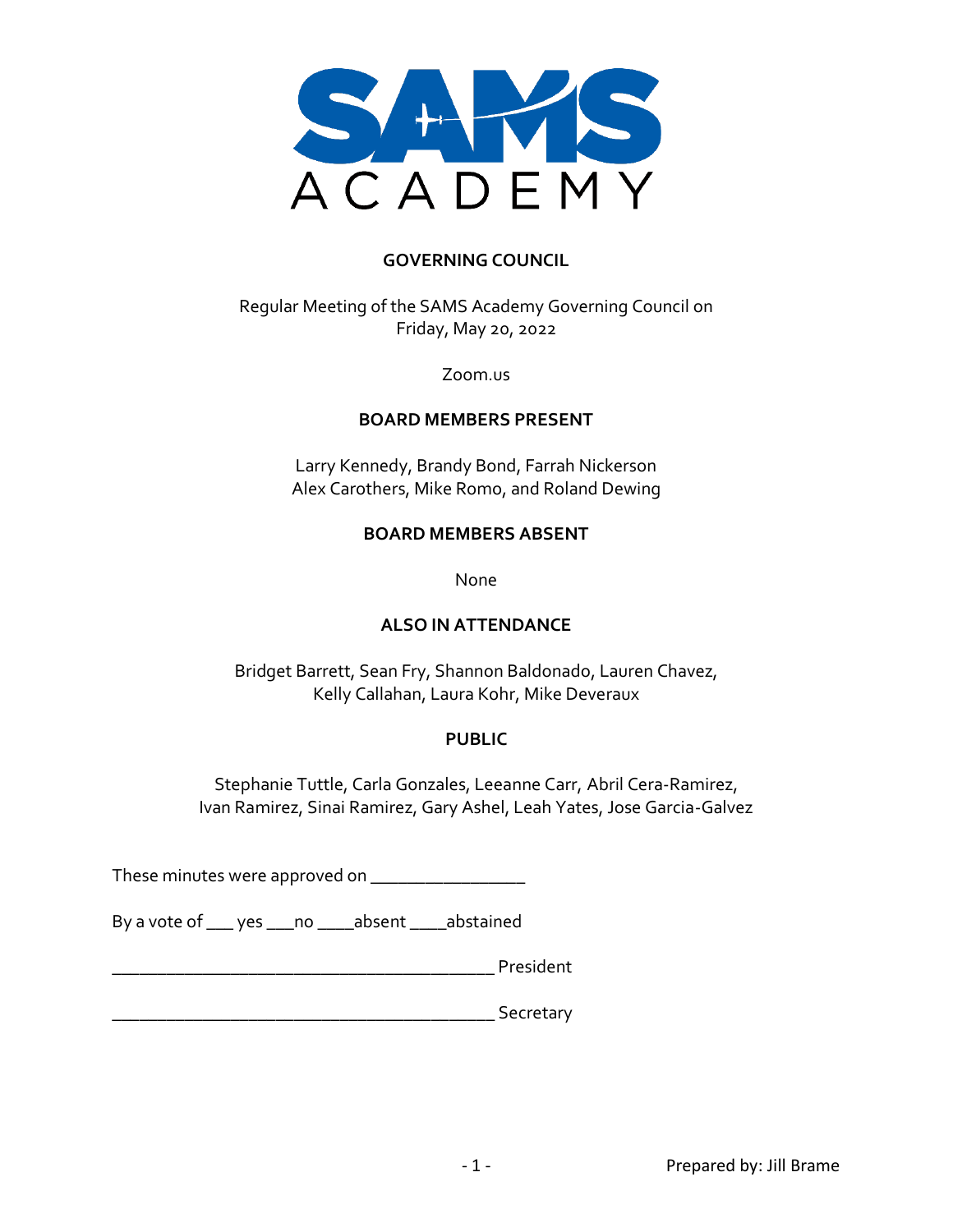SAMS ACADEMY

## GOVERNING COUNCIL

Regular Meeting of the SAMS Academy Governing Council on
Friday, May 20, 2022

Zoom.us

### BOARD MEMBERS PRESENT

Larry Kennedy, Brandy Bond, Farrah Nickerson
Alex Carothers, Mike Romo, and Roland Dewing

### BOARD MEMBERS ABSENT

None

### ALSO IN ATTENDANCE

Bridget Barrett, Sean Fry, Shannon Baldonado, Lauren Chavez,
Kelly Callahan, Laura Kohr, Mike Deveraux

### PUBLIC

Stephanie Tuttle, Carla Gonzales, Leeanne Carr, Abril Cera-Ramirez,
Ivan Ramirez, Sinai Ramirez, Gary Ashel, Leah Yates, Jose Garcia-Galvez

These minutes were approved on _________________

By a vote of ___ yes ___no ____absent ____abstained

__________________________________________ President

__________________________________________ Secretary

Prepared by: Jill Brame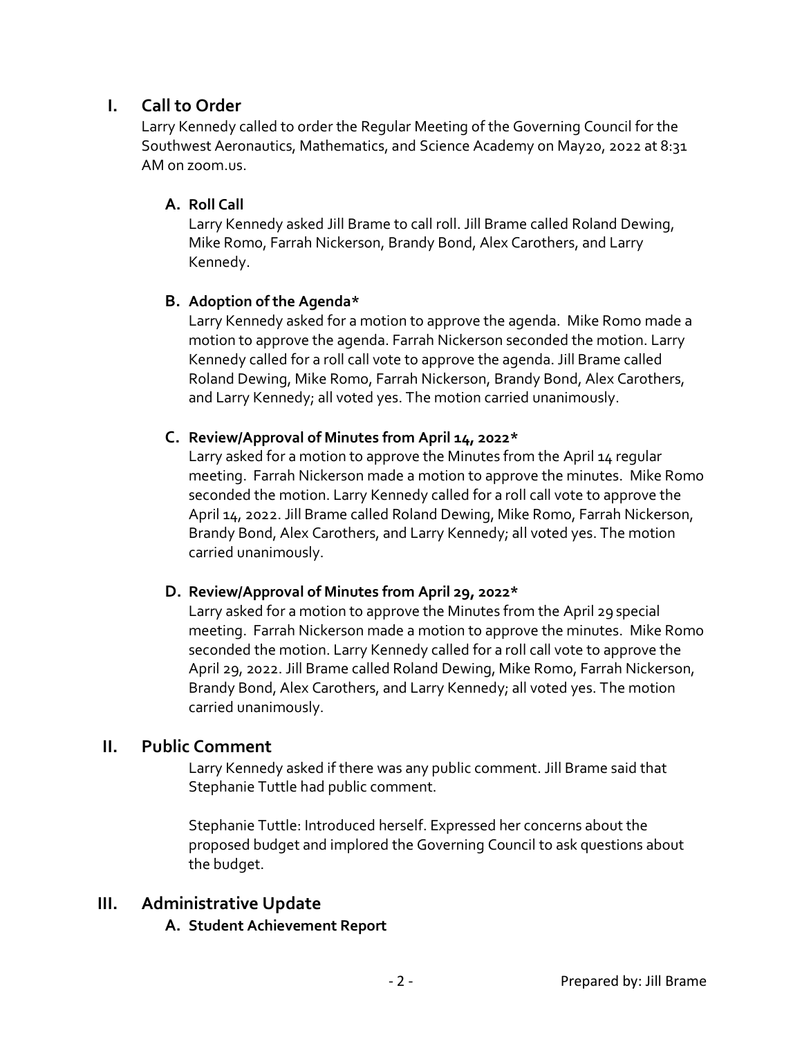## I. Call to Order

Larry Kennedy called to order the Regular Meeting of the Governing Council for the Southwest Aeronautics, Mathematics, and Science Academy on May20, 2022 at 8:31 AM on zoom.us.

### A. Roll Call

Larry Kennedy asked Jill Brame to call roll. Jill Brame called Roland Dewing, Mike Romo, Farrah Nickerson, Brandy Bond, Alex Carothers, and Larry Kennedy.

### B. Adoption of the Agenda*

Larry Kennedy asked for a motion to approve the agenda. Mike Romo made a motion to approve the agenda. Farrah Nickerson seconded the motion. Larry Kennedy called for a roll call vote to approve the agenda. Jill Brame called Roland Dewing, Mike Romo, Farrah Nickerson, Brandy Bond, Alex Carothers, and Larry Kennedy; all voted yes. The motion carried unanimously.

### C. Review/Approval of Minutes from April 14, 2022*

Larry asked for a motion to approve the Minutes from the April 14 regular meeting. Farrah Nickerson made a motion to approve the minutes. Mike Romo seconded the motion. Larry Kennedy called for a roll call vote to approve the April 14, 2022. Jill Brame called Roland Dewing, Mike Romo, Farrah Nickerson, Brandy Bond, Alex Carothers, and Larry Kennedy; all voted yes. The motion carried unanimously.

### D. Review/Approval of Minutes from April 29, 2022*

Larry asked for a motion to approve the Minutes from the April 29 special meeting. Farrah Nickerson made a motion to approve the minutes. Mike Romo seconded the motion. Larry Kennedy called for a roll call vote to approve the April 29, 2022. Jill Brame called Roland Dewing, Mike Romo, Farrah Nickerson, Brandy Bond, Alex Carothers, and Larry Kennedy; all voted yes. The motion carried unanimously.

## II. Public Comment

Larry Kennedy asked if there was any public comment. Jill Brame said that Stephanie Tuttle had public comment.

Stephanie Tuttle: Introduced herself. Expressed her concerns about the proposed budget and implored the Governing Council to ask questions about the budget.

## III. Administrative Update

### A. Student Achievement Report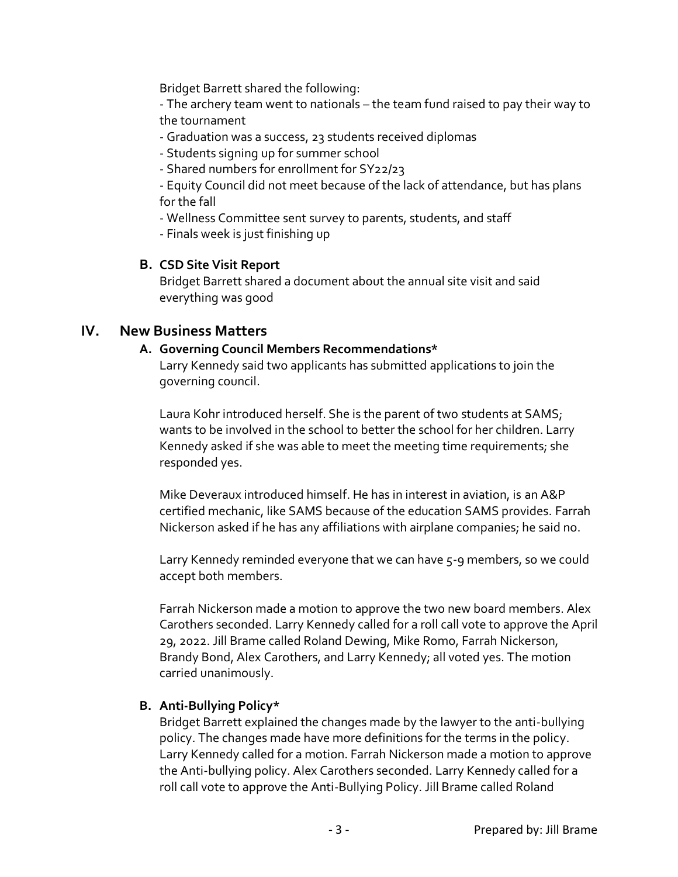Bridget Barrett shared the following:

- The archery team went to nationals – the team fund raised to pay their way to the tournament
- Graduation was a success, 23 students received diplomas
- Students signing up for summer school
- Shared numbers for enrollment for SY22/23
- Equity Council did not meet because of the lack of attendance, but has plans for the fall
- Wellness Committee sent survey to parents, students, and staff
- Finals week is just finishing up

### B. CSD Site Visit Report

Bridget Barrett shared a document about the annual site visit and said everything was good

## IV. New Business Matters

### A. Governing Council Members Recommendations*

Larry Kennedy said two applicants has submitted applications to join the governing council.

Laura Kohr introduced herself. She is the parent of two students at SAMS; wants to be involved in the school to better the school for her children. Larry Kennedy asked if she was able to meet the meeting time requirements; she responded yes.

Mike Deveraux introduced himself. He has in interest in aviation, is an A&P certified mechanic, like SAMS because of the education SAMS provides. Farrah Nickerson asked if he has any affiliations with airplane companies; he said no.

Larry Kennedy reminded everyone that we can have 5-9 members, so we could accept both members.

Farrah Nickerson made a motion to approve the two new board members. Alex Carothers seconded. Larry Kennedy called for a roll call vote to approve the April 29, 2022. Jill Brame called Roland Dewing, Mike Romo, Farrah Nickerson, Brandy Bond, Alex Carothers, and Larry Kennedy; all voted yes. The motion carried unanimously.

### B. Anti-Bullying Policy*

Bridget Barrett explained the changes made by the lawyer to the anti-bullying policy. The changes made have more definitions for the terms in the policy. Larry Kennedy called for a motion. Farrah Nickerson made a motion to approve the Anti-bullying policy. Alex Carothers seconded. Larry Kennedy called for a roll call vote to approve the Anti-Bullying Policy. Jill Brame called Roland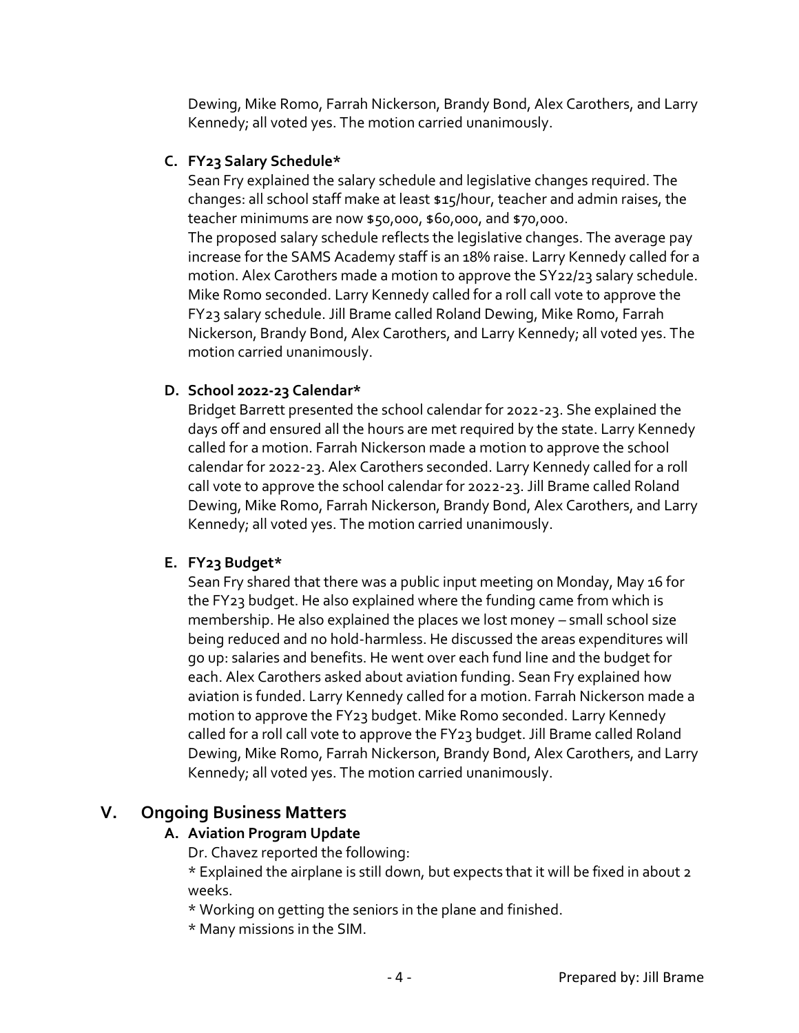Dewing, Mike Romo, Farrah Nickerson, Brandy Bond, Alex Carothers, and Larry Kennedy; all voted yes. The motion carried unanimously.

### C. FY23 Salary Schedule*

Sean Fry explained the salary schedule and legislative changes required. The changes: all school staff make at least $15/hour, teacher and admin raises, the teacher minimums are now $50,000, $60,000, and $70,000.
The proposed salary schedule reflects the legislative changes. The average pay increase for the SAMS Academy staff is an 18% raise. Larry Kennedy called for a motion. Alex Carothers made a motion to approve the SY22/23 salary schedule. Mike Romo seconded. Larry Kennedy called for a roll call vote to approve the FY23 salary schedule. Jill Brame called Roland Dewing, Mike Romo, Farrah Nickerson, Brandy Bond, Alex Carothers, and Larry Kennedy; all voted yes. The motion carried unanimously.

### D. School 2022-23 Calendar*

Bridget Barrett presented the school calendar for 2022-23. She explained the days off and ensured all the hours are met required by the state. Larry Kennedy called for a motion. Farrah Nickerson made a motion to approve the school calendar for 2022-23. Alex Carothers seconded. Larry Kennedy called for a roll call vote to approve the school calendar for 2022-23. Jill Brame called Roland Dewing, Mike Romo, Farrah Nickerson, Brandy Bond, Alex Carothers, and Larry Kennedy; all voted yes. The motion carried unanimously.

### E. FY23 Budget*

Sean Fry shared that there was a public input meeting on Monday, May 16 for the FY23 budget. He also explained where the funding came from which is membership. He also explained the places we lost money – small school size being reduced and no hold-harmless. He discussed the areas expenditures will go up: salaries and benefits. He went over each fund line and the budget for each. Alex Carothers asked about aviation funding. Sean Fry explained how aviation is funded. Larry Kennedy called for a motion. Farrah Nickerson made a motion to approve the FY23 budget. Mike Romo seconded. Larry Kennedy called for a roll call vote to approve the FY23 budget. Jill Brame called Roland Dewing, Mike Romo, Farrah Nickerson, Brandy Bond, Alex Carothers, and Larry Kennedy; all voted yes. The motion carried unanimously.

## V. Ongoing Business Matters

### A. Aviation Program Update

Dr. Chavez reported the following:
* Explained the airplane is still down, but expects that it will be fixed in about 2 weeks.
* Working on getting the seniors in the plane and finished.
* Many missions in the SIM.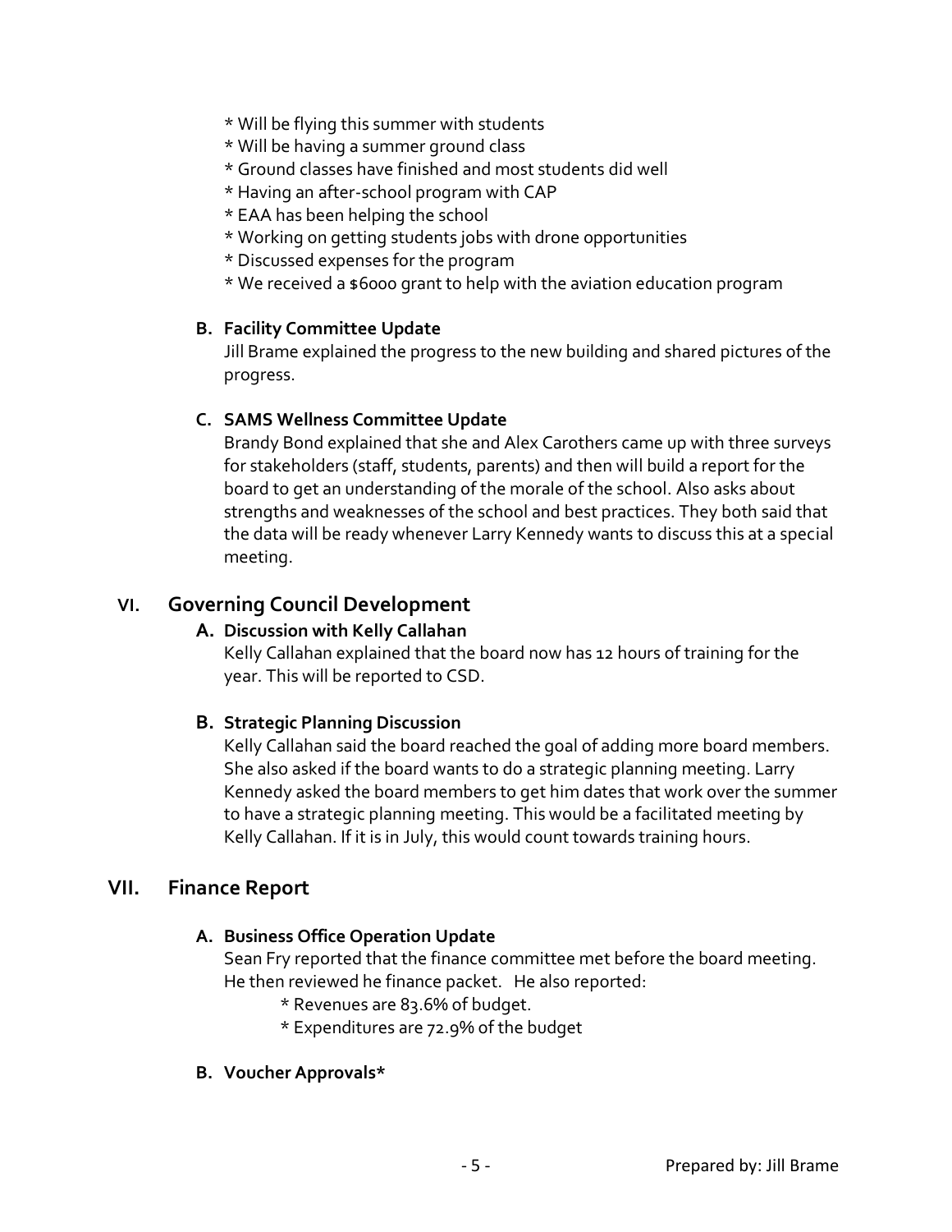\* Will be flying this summer with students
\* Will be having a summer ground class
\* Ground classes have finished and most students did well
\* Having an after-school program with CAP
\* EAA has been helping the school
\* Working on getting students jobs with drone opportunities
\* Discussed expenses for the program
\* We received a $6000 grant to help with the aviation education program

**B. Facility Committee Update**

Jill Brame explained the progress to the new building and shared pictures of the progress.

**C. SAMS Wellness Committee Update**

Brandy Bond explained that she and Alex Carothers came up with three surveys for stakeholders (staff, students, parents) and then will build a report for the board to get an understanding of the morale of the school. Also asks about strengths and weaknesses of the school and best practices. They both said that the data will be ready whenever Larry Kennedy wants to discuss this at a special meeting.

## VI. Governing Council Development

**A. Discussion with Kelly Callahan**

Kelly Callahan explained that the board now has 12 hours of training for the year. This will be reported to CSD.

**B. Strategic Planning Discussion**

Kelly Callahan said the board reached the goal of adding more board members. She also asked if the board wants to do a strategic planning meeting. Larry Kennedy asked the board members to get him dates that work over the summer to have a strategic planning meeting. This would be a facilitated meeting by Kelly Callahan. If it is in July, this would count towards training hours.

## VII. Finance Report

**A. Business Office Operation Update**

Sean Fry reported that the finance committee met before the board meeting. He then reviewed he finance packet. He also reported:

\* Revenues are 83.6% of budget.
\* Expenditures are 72.9% of the budget

**B. Voucher Approvals\***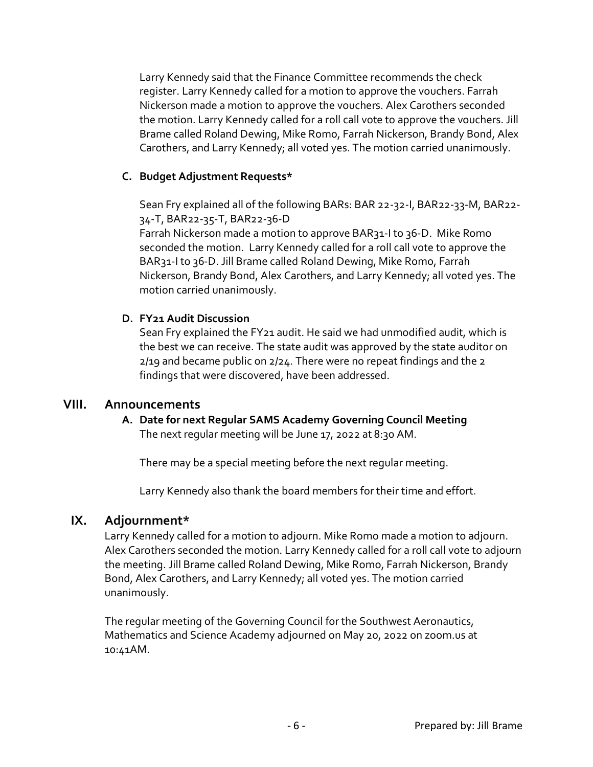Larry Kennedy said that the Finance Committee recommends the check register. Larry Kennedy called for a motion to approve the vouchers. Farrah Nickerson made a motion to approve the vouchers. Alex Carothers seconded the motion. Larry Kennedy called for a roll call vote to approve the vouchers. Jill Brame called Roland Dewing, Mike Romo, Farrah Nickerson, Brandy Bond, Alex Carothers, and Larry Kennedy; all voted yes. The motion carried unanimously.

### C. Budget Adjustment Requests*

Sean Fry explained all of the following BARs: BAR 22-32-I, BAR22-33-M, BAR22-34-T, BAR22-35-T, BAR22-36-D
Farrah Nickerson made a motion to approve BAR31-I to 36-D. Mike Romo seconded the motion. Larry Kennedy called for a roll call vote to approve the BAR31-I to 36-D. Jill Brame called Roland Dewing, Mike Romo, Farrah Nickerson, Brandy Bond, Alex Carothers, and Larry Kennedy; all voted yes. The motion carried unanimously.

### D. FY21 Audit Discussion

Sean Fry explained the FY21 audit. He said we had unmodified audit, which is the best we can receive. The state audit was approved by the state auditor on 2/19 and became public on 2/24. There were no repeat findings and the 2 findings that were discovered, have been addressed.

## VIII. Announcements

### A. Date for next Regular SAMS Academy Governing Council Meeting

The next regular meeting will be June 17, 2022 at 8:30 AM.

There may be a special meeting before the next regular meeting.

Larry Kennedy also thank the board members for their time and effort.

## IX. Adjournment*

Larry Kennedy called for a motion to adjourn. Mike Romo made a motion to adjourn. Alex Carothers seconded the motion. Larry Kennedy called for a roll call vote to adjourn the meeting. Jill Brame called Roland Dewing, Mike Romo, Farrah Nickerson, Brandy Bond, Alex Carothers, and Larry Kennedy; all voted yes. The motion carried unanimously.

The regular meeting of the Governing Council for the Southwest Aeronautics, Mathematics and Science Academy adjourned on May 20, 2022 on zoom.us at 10:41AM.

Prepared by: Jill Brame